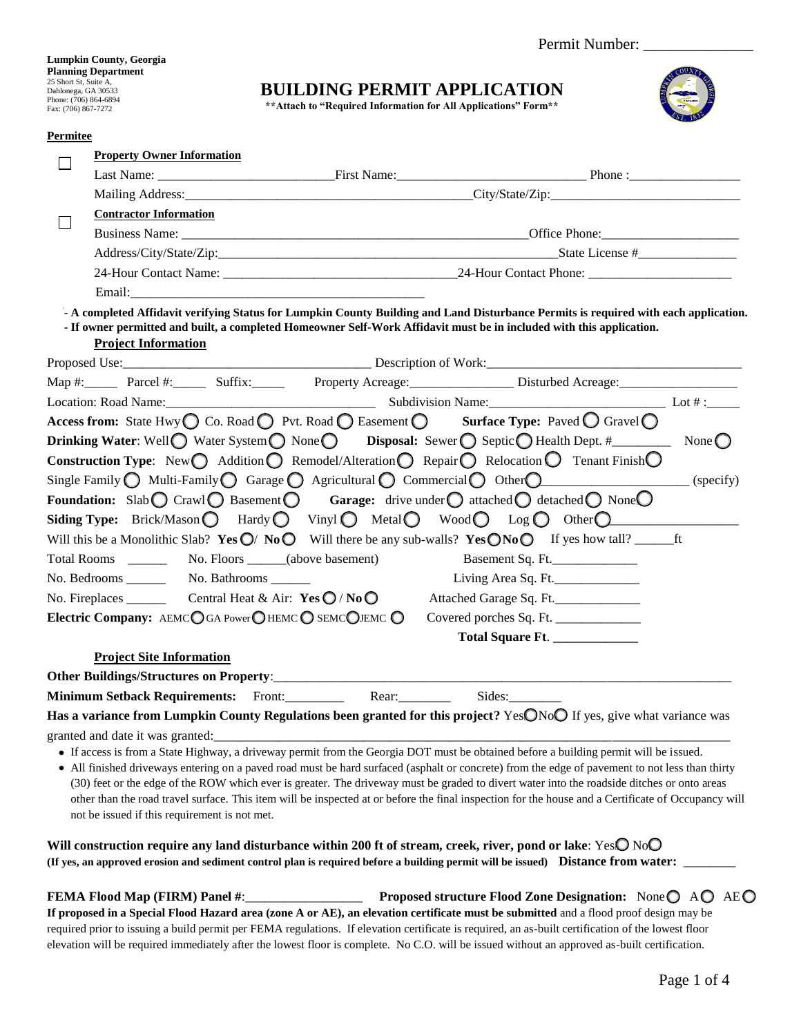Permit Number: _______________

**Lumpkin County, Georgia**
**Planning Department**
25 Short St, Suite A,
Dahlonega, GA 30533
Phone: (706) 864-6894
Fax: (706) 867-7272

# BUILDING PERMIT APPLICATION

**\*\*Attach to "Required Information for All Applications" Form\*\***

**Permitee**

☐ **Property Owner Information**

Last Name: ___________________________ First Name: ____________________________ Phone: _________________

Mailing Address: ____________________________________________ City/State/Zip: ____________________________

☐ **Contractor Information**

Business Name: ________________________________________________________ Office Phone: _____________________

Address/City/State/Zip: _________________________________________________ State License # _______________

24-Hour Contact Name: __________________________________ 24-Hour Contact Phone: ______________________

Email: ______________________________________________

- **A completed Affidavit verifying Status for Lumpkin County Building and Land Disturbance Permits is required with each application.**
- **If owner permitted and built, a completed Homeowner Self-Work Affidavit must be in included with this application.**

**Project Information**

Proposed Use: ______________________________________ Description of Work: ________________________________________

Map #: _____ Parcel #: _____ Suffix: _____ Property Acreage: _______________ Disturbed Acreage: __________________

Location: Road Name: _______________________________ Subdivision Name: ___________________________ Lot #: _____

**Access from:** State Hwy ◯ Co. Road ◯ Pvt. Road ◯ Easement ◯ **Surface Type:** Paved ◯ Gravel ◯

**Drinking Water**: Well ◯ Water System ◯ None ◯ **Disposal:** Sewer ◯ Septic ◯ Health Dept. # _________ None ◯

**Construction Type**: New ◯ Addition ◯ Remodel/Alteration ◯ Repair ◯ Relocation ◯ Tenant Finish ◯

Single Family ◯ Multi-Family ◯ Garage ◯ Agricultural ◯ Commercial ◯ Other ◯ _____________________ (specify)

**Foundation:** Slab ◯ Crawl ◯ Basement ◯ **Garage:** drive under ◯ attached ◯ detached ◯ None ◯

**Siding Type:** Brick/Mason ◯ Hardy ◯ Vinyl ◯ Metal ◯ Wood ◯ Log ◯ Other ◯ ___________________

Will this be a Monolithic Slab? **Yes** ◯/ **No** ◯ Will there be any sub-walls? **Yes** ◯ **No** ◯ If yes how tall? ______ft

Total Rooms ______ No. Floors ______(above basement) Basement Sq. Ft. _____________

No. Bedrooms ______ No. Bathrooms ______ Living Area Sq. Ft. _____________

No. Fireplaces ______ Central Heat & Air: **Yes** ◯ / **No** ◯ Attached Garage Sq. Ft. _____________

**Electric Company:** AEMC ◯ GA Power ◯ HEMC ◯ SEMC ◯ JEMC ◯ Covered porches Sq. Ft. _____________

**Total Square Ft.** _____________

**Project Site Information**

**Other Buildings/Structures on Property**: ___________________________________________________________________

**Minimum Setback Requirements:** Front: _________ Rear: ________ Sides: ________

**Has a variance from Lumpkin County Regulations been granted for this project?** Yes ◯ No ◯ If yes, give what variance was granted and date it was granted: ______________________________________________________________________________

- If access is from a State Highway, a driveway permit from the Georgia DOT must be obtained before a building permit will be issued.
- All finished driveways entering on a paved road must be hard surfaced (asphalt or concrete) from the edge of pavement to not less than thirty (30) feet or the edge of the ROW which ever is greater. The driveway must be graded to divert water into the roadside ditches or onto areas other than the road travel surface. This item will be inspected at or before the final inspection for the house and a Certificate of Occupancy will not be issued if this requirement is not met.

**Will construction require any land disturbance within 200 ft of stream, creek, river, pond or lake**: Yes ◯ No ◯
**(If yes, an approved erosion and sediment control plan is required before a building permit will be issued) Distance from water:** ________

**FEMA Flood Map (FIRM) Panel #**: __________________ **Proposed structure Flood Zone Designation:** None ◯ A ◯ AE ◯
**If proposed in a Special Flood Hazard area (zone A or AE), an elevation certificate must be submitted** and a flood proof design may be required prior to issuing a build permit per FEMA regulations. If elevation certificate is required, an as-built certification of the lowest floor elevation will be required immediately after the lowest floor is complete. No C.O. will be issued without an approved as-built certification.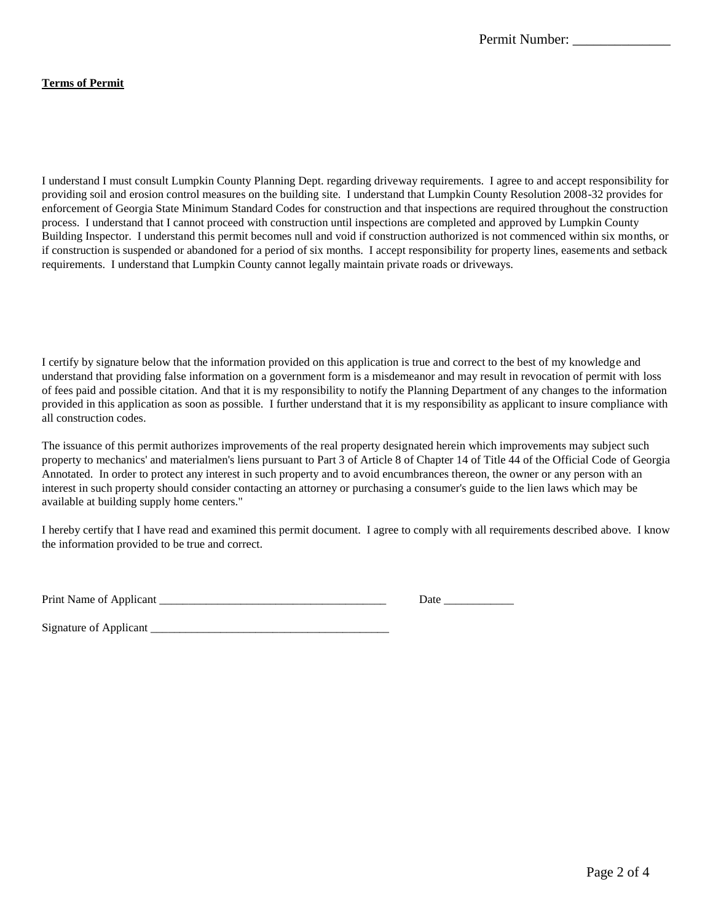Permit Number: ______________

**Terms of Permit**

I understand I must consult Lumpkin County Planning Dept. regarding driveway requirements. I agree to and accept responsibility for providing soil and erosion control measures on the building site. I understand that Lumpkin County Resolution 2008-32 provides for enforcement of Georgia State Minimum Standard Codes for construction and that inspections are required throughout the construction process. I understand that I cannot proceed with construction until inspections are completed and approved by Lumpkin County Building Inspector. I understand this permit becomes null and void if construction authorized is not commenced within six months, or if construction is suspended or abandoned for a period of six months. I accept responsibility for property lines, easements and setback requirements. I understand that Lumpkin County cannot legally maintain private roads or driveways.

I certify by signature below that the information provided on this application is true and correct to the best of my knowledge and understand that providing false information on a government form is a misdemeanor and may result in revocation of permit with loss of fees paid and possible citation. And that it is my responsibility to notify the Planning Department of any changes to the information provided in this application as soon as possible. I further understand that it is my responsibility as applicant to insure compliance with all construction codes.

The issuance of this permit authorizes improvements of the real property designated herein which improvements may subject such property to mechanics' and materialmen's liens pursuant to Part 3 of Article 8 of Chapter 14 of Title 44 of the Official Code of Georgia Annotated. In order to protect any interest in such property and to avoid encumbrances thereon, the owner or any person with an interest in such property should consider contacting an attorney or purchasing a consumer's guide to the lien laws which may be available at building supply home centers."

I hereby certify that I have read and examined this permit document. I agree to comply with all requirements described above. I know the information provided to be true and correct.

Print Name of Applicant ________________________________________ Date ____________

Signature of Applicant __________________________________________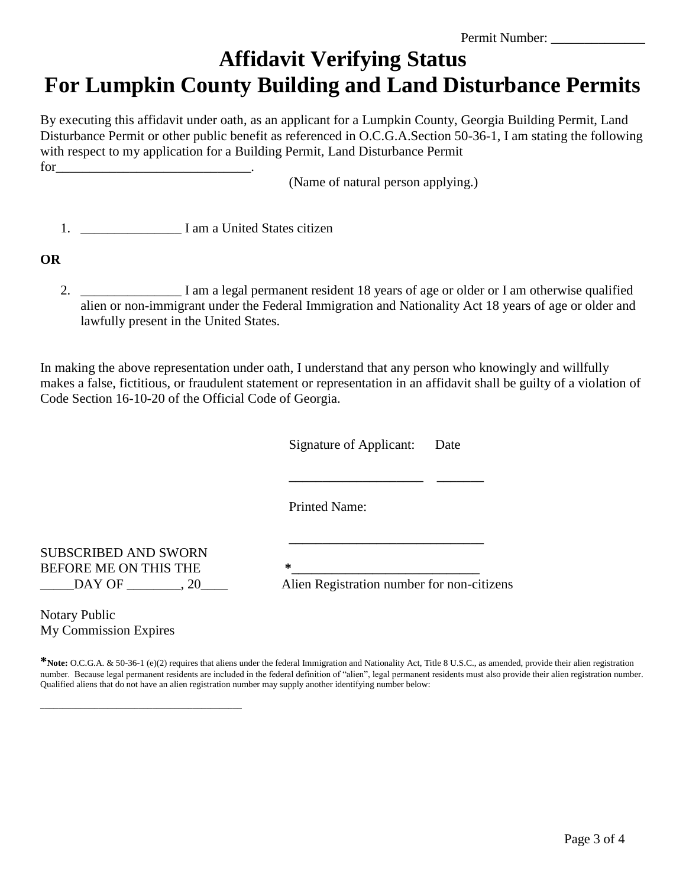Permit Number: ______________

# Affidavit Verifying Status
# For Lumpkin County Building and Land Disturbance Permits

By executing this affidavit under oath, as an applicant for a Lumpkin County, Georgia Building Permit, Land Disturbance Permit or other public benefit as referenced in O.C.G.A.Section 50-36-1, I am stating the following with respect to my application for a Building Permit, Land Disturbance Permit for_____________________________.

(Name of natural person applying.)

1. _______________ I am a United States citizen

**OR**

2. _______________ I am a legal permanent resident 18 years of age or older or I am otherwise qualified alien or non-immigrant under the Federal Immigration and Nationality Act 18 years of age or older and lawfully present in the United States.

In making the above representation under oath, I understand that any person who knowingly and willfully makes a false, fictitious, or fraudulent statement or representation in an affidavit shall be guilty of a violation of Code Section 16-10-20 of the Official Code of Georgia.

Signature of Applicant: Date

____________________ _______

Printed Name:

____________________________

SUBSCRIBED AND SWORN BEFORE ME ON THIS THE _____DAY OF ________, 20____

*___________________________

Alien Registration number for non-citizens

Notary Public
My Commission Expires

***Note:** O.C.G.A. & 50-36-1 (e)(2) requires that aliens under the federal Immigration and Nationality Act, Title 8 U.S.C., as amended, provide their alien registration number. Because legal permanent residents are included in the federal definition of "alien", legal permanent residents must also provide their alien registration number. Qualified aliens that do not have an alien registration number may supply another identifying number below:

__________________________________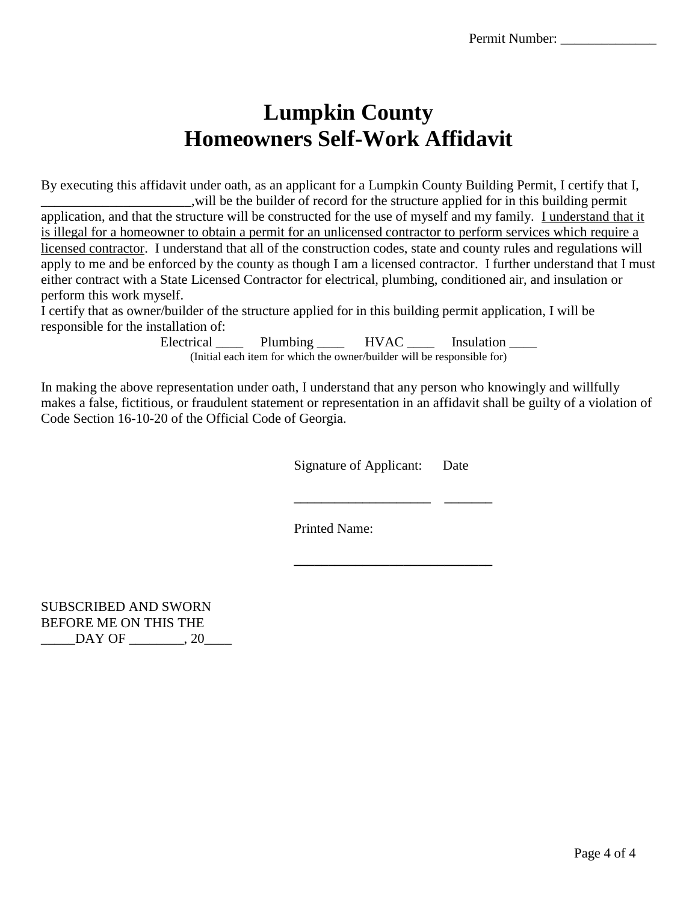Permit Number: ______________

# Lumpkin County
# Homeowners Self-Work Affidavit

By executing this affidavit under oath, as an applicant for a Lumpkin County Building Permit, I certify that I, ______________________,will be the builder of record for the structure applied for in this building permit application, and that the structure will be constructed for the use of myself and my family. <u>I understand that it is illegal for a homeowner to obtain a permit for an unlicensed contractor to perform services which require a licensed contractor</u>. I understand that all of the construction codes, state and county rules and regulations will apply to me and be enforced by the county as though I am a licensed contractor. I further understand that I must either contract with a State Licensed Contractor for electrical, plumbing, conditioned air, and insulation or perform this work myself.

I certify that as owner/builder of the structure applied for in this building permit application, I will be responsible for the installation of:

Electrical ____ Plumbing ____ HVAC ____ Insulation ____

(Initial each item for which the owner/builder will be responsible for)

In making the above representation under oath, I understand that any person who knowingly and willfully makes a false, fictitious, or fraudulent statement or representation in an affidavit shall be guilty of a violation of Code Section 16-10-20 of the Official Code of Georgia.

Signature of Applicant: Date

____________________ _______

Printed Name:

____________________________

SUBSCRIBED AND SWORN
BEFORE ME ON THIS THE
_____DAY OF ________, 20____